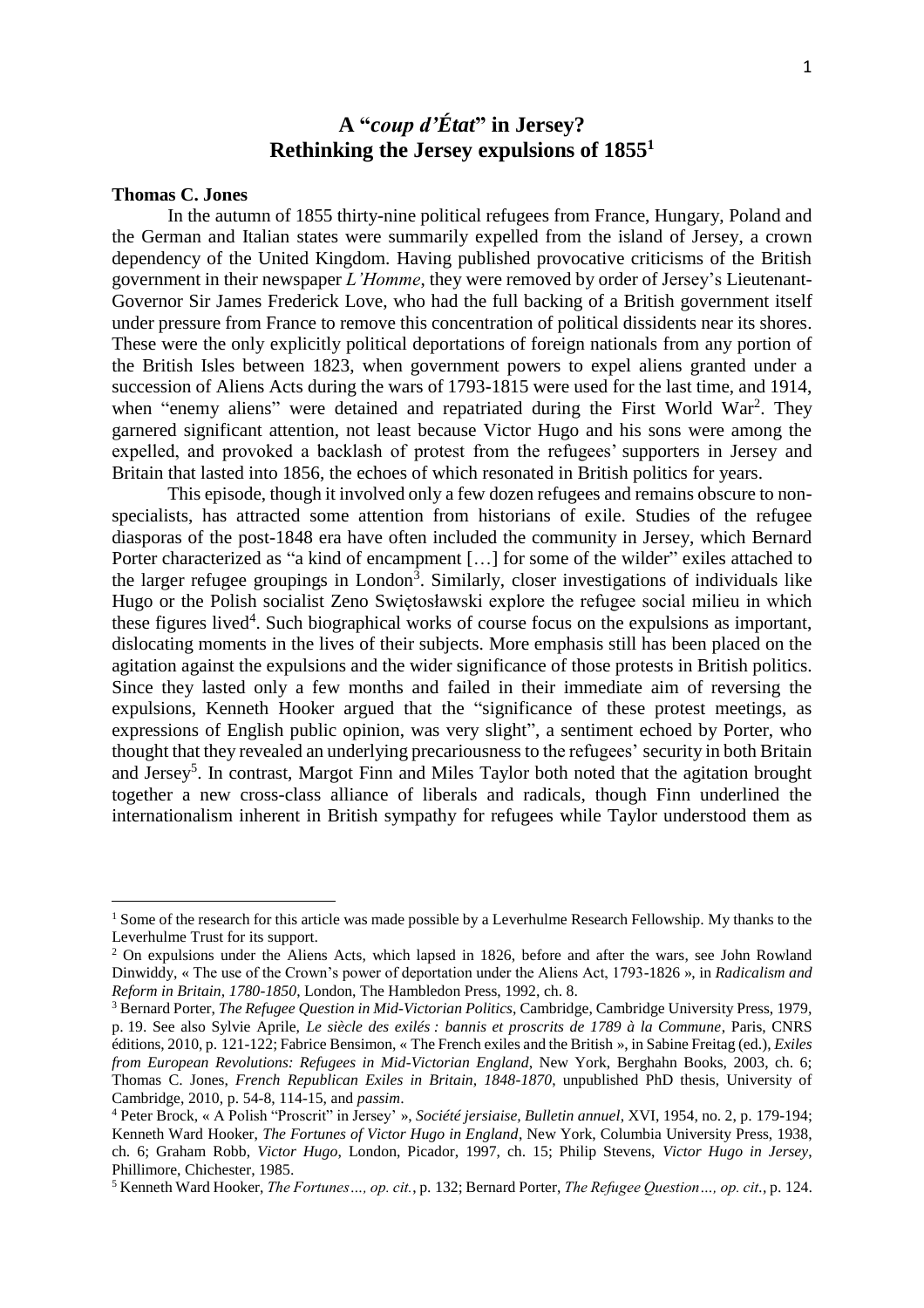# A "*coup d'État*" in Jersey? Rethinking the Jersey expulsions of 1855[1]

**Thomas C. Jones**

In the autumn of 1855 thirty-nine political refugees from France, Hungary, Poland and the German and Italian states were summarily expelled from the island of Jersey, a crown dependency of the United Kingdom. Having published provocative criticisms of the British government in their newspaper *L'Homme*, they were removed by order of Jersey's Lieutenant-Governor Sir James Frederick Love, who had the full backing of a British government itself under pressure from France to remove this concentration of political dissidents near its shores. These were the only explicitly political deportations of foreign nationals from any portion of the British Isles between 1823, when government powers to expel aliens granted under a succession of Aliens Acts during the wars of 1793-1815 were used for the last time, and 1914, when "enemy aliens" were detained and repatriated during the First World War[2]. They garnered significant attention, not least because Victor Hugo and his sons were among the expelled, and provoked a backlash of protest from the refugees' supporters in Jersey and Britain that lasted into 1856, the echoes of which resonated in British politics for years.

This episode, though it involved only a few dozen refugees and remains obscure to non-specialists, has attracted some attention from historians of exile. Studies of the refugee diasporas of the post-1848 era have often included the community in Jersey, which Bernard Porter characterized as "a kind of encampment […] for some of the wilder" exiles attached to the larger refugee groupings in London[3]. Similarly, closer investigations of individuals like Hugo or the Polish socialist Zeno Swiętosławski explore the refugee social milieu in which these figures lived[4]. Such biographical works of course focus on the expulsions as important, dislocating moments in the lives of their subjects. More emphasis still has been placed on the agitation against the expulsions and the wider significance of those protests in British politics. Since they lasted only a few months and failed in their immediate aim of reversing the expulsions, Kenneth Hooker argued that the "significance of these protest meetings, as expressions of English public opinion, was very slight", a sentiment echoed by Porter, who thought that they revealed an underlying precariousness to the refugees' security in both Britain and Jersey[5]. In contrast, Margot Finn and Miles Taylor both noted that the agitation brought together a new cross-class alliance of liberals and radicals, though Finn underlined the internationalism inherent in British sympathy for refugees while Taylor understood them as

---

[1] Some of the research for this article was made possible by a Leverhulme Research Fellowship. My thanks to the Leverhulme Trust for its support.

[2] On expulsions under the Aliens Acts, which lapsed in 1826, before and after the wars, see John Rowland Dinwiddy, « The use of the Crown's power of deportation under the Aliens Act, 1793-1826 », in *Radicalism and Reform in Britain, 1780-1850*, London, The Hambledon Press, 1992, ch. 8.

[3] Bernard Porter, *The Refugee Question in Mid-Victorian Politics*, Cambridge, Cambridge University Press, 1979, p. 19. See also Sylvie Aprile, *Le siècle des exilés : bannis et proscrits de 1789 à la Commune*, Paris, CNRS éditions, 2010, p. 121-122; Fabrice Bensimon, « The French exiles and the British », in Sabine Freitag (ed.), *Exiles from European Revolutions: Refugees in Mid-Victorian England*, New York, Berghahn Books, 2003, ch. 6; Thomas C. Jones, *French Republican Exiles in Britain, 1848-1870*, unpublished PhD thesis, University of Cambridge, 2010, p. 54-8, 114-15, and *passim*.

[4] Peter Brock, « A Polish "Proscrit" in Jersey' », *Société jersiaise, Bulletin annuel*, XVI, 1954, no. 2, p. 179-194; Kenneth Ward Hooker, *The Fortunes of Victor Hugo in England*, New York, Columbia University Press, 1938, ch. 6; Graham Robb, *Victor Hugo*, London, Picador, 1997, ch. 15; Philip Stevens, *Victor Hugo in Jersey*, Phillimore, Chichester, 1985.

[5] Kenneth Ward Hooker, *The Fortunes…, op. cit.*, p. 132; Bernard Porter, *The Refugee Question…, op. cit.*, p. 124.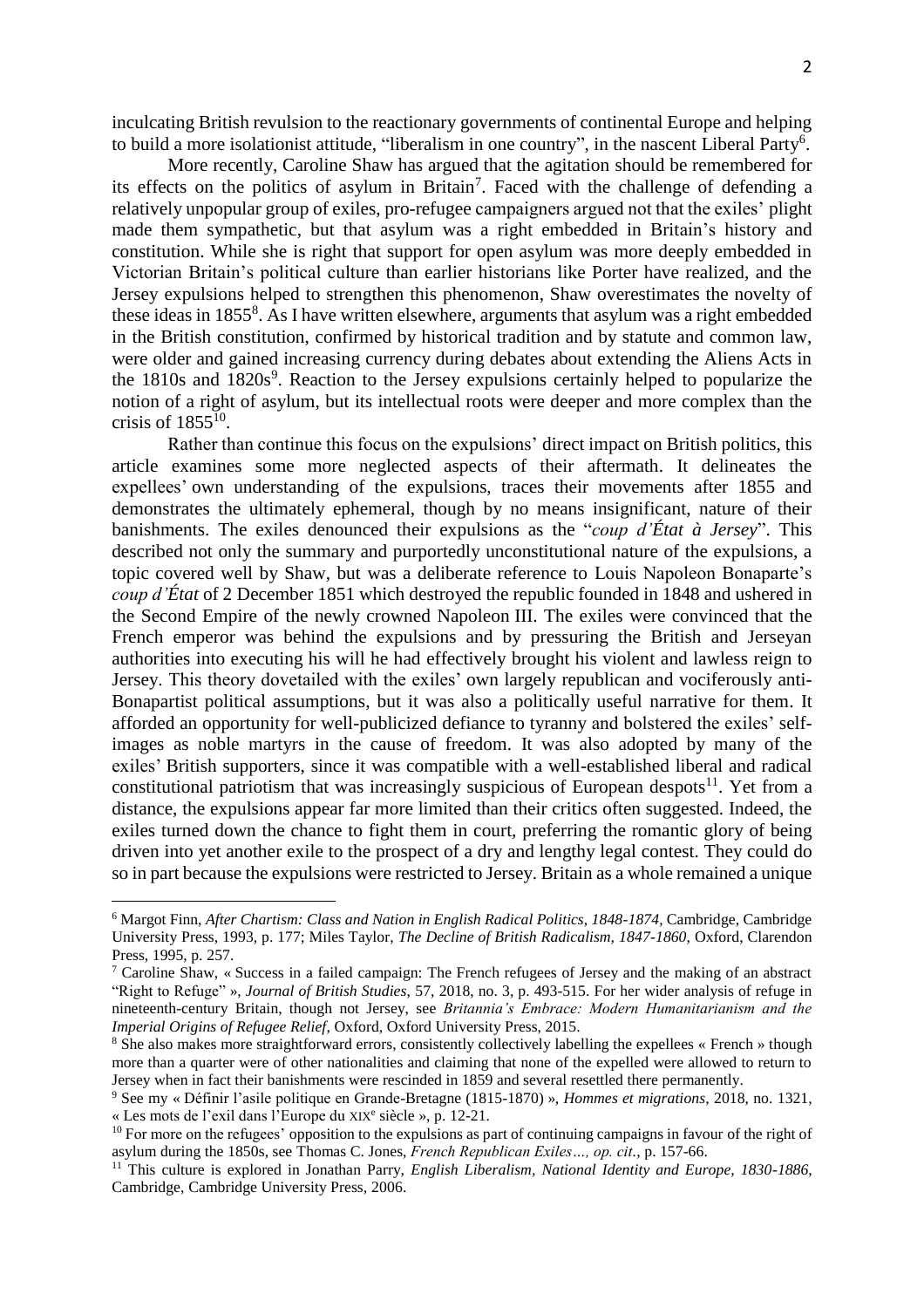inculcating British revulsion to the reactionary governments of continental Europe and helping to build a more isolationist attitude, "liberalism in one country", in the nascent Liberal Party[6].

More recently, Caroline Shaw has argued that the agitation should be remembered for its effects on the politics of asylum in Britain[7]. Faced with the challenge of defending a relatively unpopular group of exiles, pro-refugee campaigners argued not that the exiles' plight made them sympathetic, but that asylum was a right embedded in Britain's history and constitution. While she is right that support for open asylum was more deeply embedded in Victorian Britain's political culture than earlier historians like Porter have realized, and the Jersey expulsions helped to strengthen this phenomenon, Shaw overestimates the novelty of these ideas in 1855[8]. As I have written elsewhere, arguments that asylum was a right embedded in the British constitution, confirmed by historical tradition and by statute and common law, were older and gained increasing currency during debates about extending the Aliens Acts in the 1810s and 1820s[9]. Reaction to the Jersey expulsions certainly helped to popularize the notion of a right of asylum, but its intellectual roots were deeper and more complex than the crisis of 1855[10].

Rather than continue this focus on the expulsions' direct impact on British politics, this article examines some more neglected aspects of their aftermath. It delineates the expellees' own understanding of the expulsions, traces their movements after 1855 and demonstrates the ultimately ephemeral, though by no means insignificant, nature of their banishments. The exiles denounced their expulsions as the "*coup d'État à Jersey*". This described not only the summary and purportedly unconstitutional nature of the expulsions, a topic covered well by Shaw, but was a deliberate reference to Louis Napoleon Bonaparte's *coup d'État* of 2 December 1851 which destroyed the republic founded in 1848 and ushered in the Second Empire of the newly crowned Napoleon III. The exiles were convinced that the French emperor was behind the expulsions and by pressuring the British and Jerseyan authorities into executing his will he had effectively brought his violent and lawless reign to Jersey. This theory dovetailed with the exiles' own largely republican and vociferously anti-Bonapartist political assumptions, but it was also a politically useful narrative for them. It afforded an opportunity for well-publicized defiance to tyranny and bolstered the exiles' self-images as noble martyrs in the cause of freedom. It was also adopted by many of the exiles' British supporters, since it was compatible with a well-established liberal and radical constitutional patriotism that was increasingly suspicious of European despots[11]. Yet from a distance, the expulsions appear far more limited than their critics often suggested. Indeed, the exiles turned down the chance to fight them in court, preferring the romantic glory of being driven into yet another exile to the prospect of a dry and lengthy legal contest. They could do so in part because the expulsions were restricted to Jersey. Britain as a whole remained a unique

---

[6] Margot Finn, *After Chartism: Class and Nation in English Radical Politics, 1848-1874*, Cambridge, Cambridge University Press, 1993, p. 177; Miles Taylor, *The Decline of British Radicalism, 1847-1860*, Oxford, Clarendon Press, 1995, p. 257.

[7] Caroline Shaw, « Success in a failed campaign: The French refugees of Jersey and the making of an abstract "Right to Refuge" », *Journal of British Studies*, 57, 2018, no. 3, p. 493-515. For her wider analysis of refuge in nineteenth-century Britain, though not Jersey, see *Britannia's Embrace: Modern Humanitarianism and the Imperial Origins of Refugee Relief*, Oxford, Oxford University Press, 2015.

[8] She also makes more straightforward errors, consistently collectively labelling the expellees « French » though more than a quarter were of other nationalities and claiming that none of the expelled were allowed to return to Jersey when in fact their banishments were rescinded in 1859 and several resettled there permanently.

[9] See my « Définir l'asile politique en Grande-Bretagne (1815-1870) », *Hommes et migrations*, 2018, no. 1321, « Les mots de l'exil dans l'Europe du XIXe siècle », p. 12-21.

[10] For more on the refugees' opposition to the expulsions as part of continuing campaigns in favour of the right of asylum during the 1850s, see Thomas C. Jones, *French Republican Exiles…, op. cit.*, p. 157-66.

[11] This culture is explored in Jonathan Parry, *English Liberalism, National Identity and Europe, 1830-1886*, Cambridge, Cambridge University Press, 2006.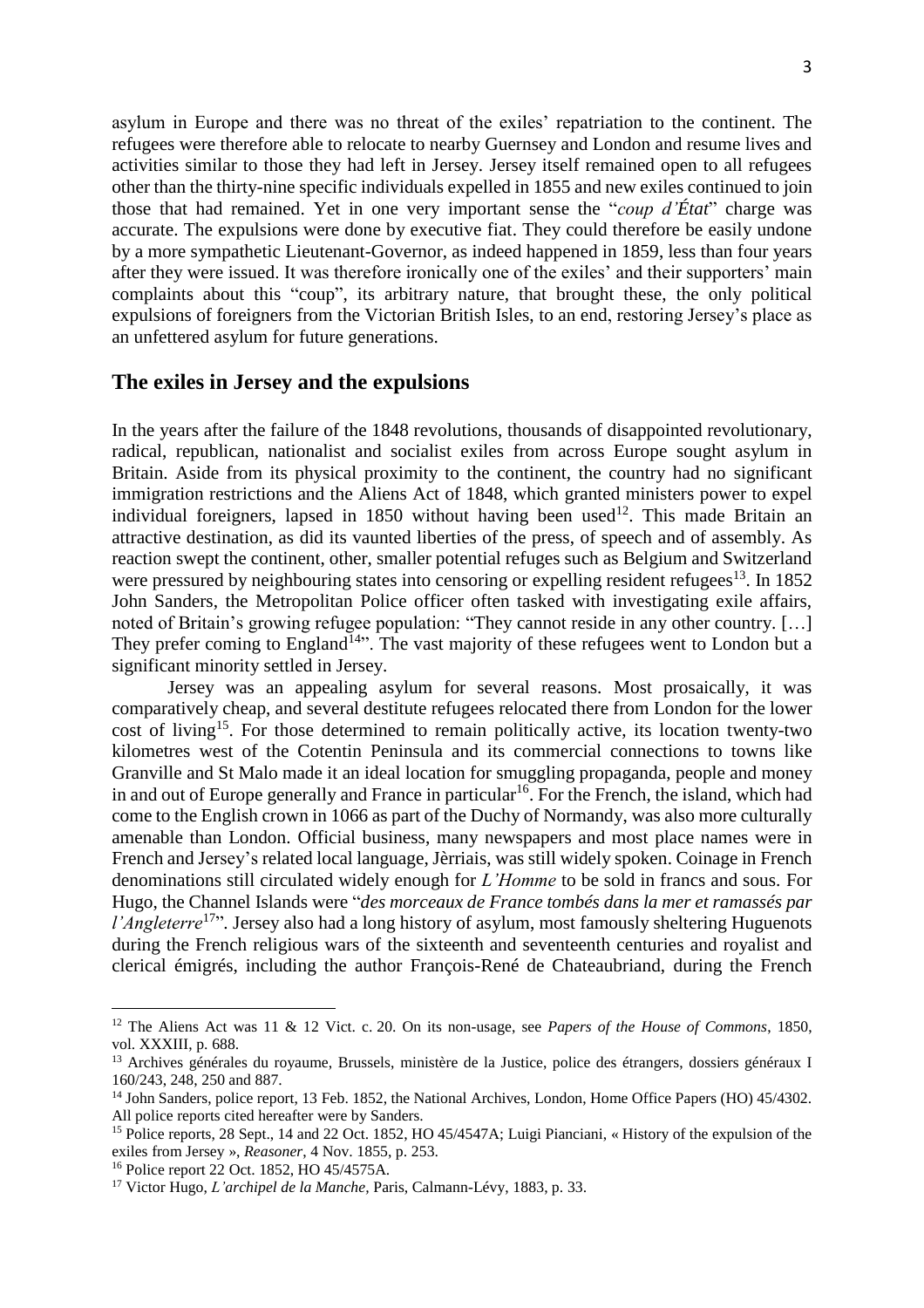asylum in Europe and there was no threat of the exiles' repatriation to the continent. The refugees were therefore able to relocate to nearby Guernsey and London and resume lives and activities similar to those they had left in Jersey. Jersey itself remained open to all refugees other than the thirty-nine specific individuals expelled in 1855 and new exiles continued to join those that had remained. Yet in one very important sense the "*coup d'État*" charge was accurate. The expulsions were done by executive fiat. They could therefore be easily undone by a more sympathetic Lieutenant-Governor, as indeed happened in 1859, less than four years after they were issued. It was therefore ironically one of the exiles' and their supporters' main complaints about this "coup", its arbitrary nature, that brought these, the only political expulsions of foreigners from the Victorian British Isles, to an end, restoring Jersey's place as an unfettered asylum for future generations.

## The exiles in Jersey and the expulsions

In the years after the failure of the 1848 revolutions, thousands of disappointed revolutionary, radical, republican, nationalist and socialist exiles from across Europe sought asylum in Britain. Aside from its physical proximity to the continent, the country had no significant immigration restrictions and the Aliens Act of 1848, which granted ministers power to expel individual foreigners, lapsed in 1850 without having been used[12]. This made Britain an attractive destination, as did its vaunted liberties of the press, of speech and of assembly. As reaction swept the continent, other, smaller potential refuges such as Belgium and Switzerland were pressured by neighbouring states into censoring or expelling resident refugees[13]. In 1852 John Sanders, the Metropolitan Police officer often tasked with investigating exile affairs, noted of Britain's growing refugee population: "They cannot reside in any other country. […] They prefer coming to England[14]". The vast majority of these refugees went to London but a significant minority settled in Jersey.

Jersey was an appealing asylum for several reasons. Most prosaically, it was comparatively cheap, and several destitute refugees relocated there from London for the lower cost of living[15]. For those determined to remain politically active, its location twenty-two kilometres west of the Cotentin Peninsula and its commercial connections to towns like Granville and St Malo made it an ideal location for smuggling propaganda, people and money in and out of Europe generally and France in particular[16]. For the French, the island, which had come to the English crown in 1066 as part of the Duchy of Normandy, was also more culturally amenable than London. Official business, many newspapers and most place names were in French and Jersey's related local language, Jèrriais, was still widely spoken. Coinage in French denominations still circulated widely enough for *L'Homme* to be sold in francs and sous. For Hugo, the Channel Islands were "*des morceaux de France tombés dans la mer et ramassés par l'Angleterre*[17]". Jersey also had a long history of asylum, most famously sheltering Huguenots during the French religious wars of the sixteenth and seventeenth centuries and royalist and clerical émigrés, including the author François-René de Chateaubriand, during the French

---

[12] The Aliens Act was 11 & 12 Vict. c. 20. On its non-usage, see *Papers of the House of Commons*, 1850, vol. XXXIII, p. 688.

[13] Archives générales du royaume, Brussels, ministère de la Justice, police des étrangers, dossiers généraux I 160/243, 248, 250 and 887.

[14] John Sanders, police report, 13 Feb. 1852, the National Archives, London, Home Office Papers (HO) 45/4302. All police reports cited hereafter were by Sanders.

[15] Police reports, 28 Sept., 14 and 22 Oct. 1852, HO 45/4547A; Luigi Pianciani, « History of the expulsion of the exiles from Jersey », *Reasoner*, 4 Nov. 1855, p. 253.

[16] Police report 22 Oct. 1852, HO 45/4575A.

[17] Victor Hugo, *L'archipel de la Manche*, Paris, Calmann-Lévy, 1883, p. 33.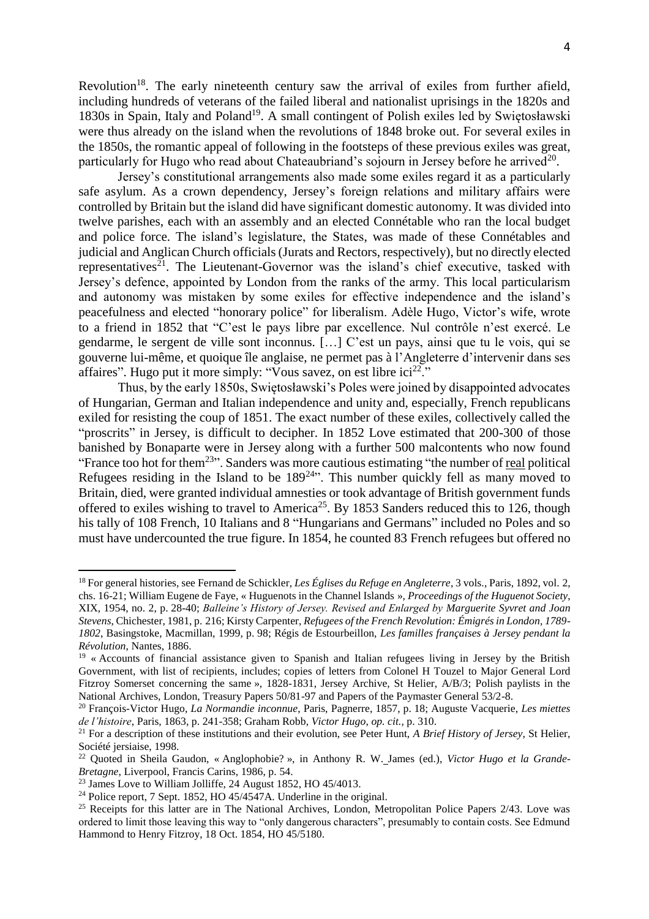Revolution[18]. The early nineteenth century saw the arrival of exiles from further afield, including hundreds of veterans of the failed liberal and nationalist uprisings in the 1820s and 1830s in Spain, Italy and Poland[19]. A small contingent of Polish exiles led by Swiętosławski were thus already on the island when the revolutions of 1848 broke out. For several exiles in the 1850s, the romantic appeal of following in the footsteps of these previous exiles was great, particularly for Hugo who read about Chateaubriand's sojourn in Jersey before he arrived[20].

Jersey's constitutional arrangements also made some exiles regard it as a particularly safe asylum. As a crown dependency, Jersey's foreign relations and military affairs were controlled by Britain but the island did have significant domestic autonomy. It was divided into twelve parishes, each with an assembly and an elected Connétable who ran the local budget and police force. The island's legislature, the States, was made of these Connétables and judicial and Anglican Church officials (Jurats and Rectors, respectively), but no directly elected representatives[21]. The Lieutenant-Governor was the island's chief executive, tasked with Jersey's defence, appointed by London from the ranks of the army. This local particularism and autonomy was mistaken by some exiles for effective independence and the island's peacefulness and elected "honorary police" for liberalism. Adèle Hugo, Victor's wife, wrote to a friend in 1852 that "C'est le pays libre par excellence. Nul contrôle n'est exercé. Le gendarme, le sergent de ville sont inconnus. […] C'est un pays, ainsi que tu le vois, qui se gouverne lui-même, et quoique île anglaise, ne permet pas à l'Angleterre d'intervenir dans ses affaires". Hugo put it more simply: "Vous savez, on est libre ici[22]."

Thus, by the early 1850s, Swiętosławski's Poles were joined by disappointed advocates of Hungarian, German and Italian independence and unity and, especially, French republicans exiled for resisting the coup of 1851. The exact number of these exiles, collectively called the "proscrits" in Jersey, is difficult to decipher. In 1852 Love estimated that 200-300 of those banished by Bonaparte were in Jersey along with a further 500 malcontents who now found "France too hot for them[23]". Sanders was more cautious estimating "the number of <u>real</u> political Refugees residing in the Island to be 189[24]". This number quickly fell as many moved to Britain, died, were granted individual amnesties or took advantage of British government funds offered to exiles wishing to travel to America[25]. By 1853 Sanders reduced this to 126, though his tally of 108 French, 10 Italians and 8 "Hungarians and Germans" included no Poles and so must have undercounted the true figure. In 1854, he counted 83 French refugees but offered no

---

[18] For general histories, see Fernand de Schickler, *Les Églises du Refuge en Angleterre*, 3 vols., Paris, 1892, vol. 2, chs. 16-21; William Eugene de Faye, « Huguenots in the Channel Islands », *Proceedings of the Huguenot Society*, XIX, 1954, no. 2, p. 28-40; *Balleine's History of Jersey. Revised and Enlarged by Marguerite Syvret and Joan Stevens*, Chichester, 1981, p. 216; Kirsty Carpenter, *Refugees of the French Revolution: Émigrés in London, 1789-1802*, Basingstoke, Macmillan, 1999, p. 98; Régis de Estourbeillon, *Les familles françaises à Jersey pendant la Révolution*, Nantes, 1886.

[19] « Accounts of financial assistance given to Spanish and Italian refugees living in Jersey by the British Government, with list of recipients, includes; copies of letters from Colonel H Touzel to Major General Lord Fitzroy Somerset concerning the same », 1828-1831, Jersey Archive, St Helier, A/B/3; Polish paylists in the National Archives, London, Treasury Papers 50/81-97 and Papers of the Paymaster General 53/2-8.

[20] François-Victor Hugo, *La Normandie inconnue*, Paris, Pagnerre, 1857, p. 18; Auguste Vacquerie, *Les miettes de l'histoire*, Paris, 1863, p. 241-358; Graham Robb, *Victor Hugo*, *op. cit.*, p. 310.

[21] For a description of these institutions and their evolution, see Peter Hunt, *A Brief History of Jersey*, St Helier, Société jersiaise, 1998.

[22] Quoted in Sheila Gaudon, « Anglophobie? », in Anthony R. W. James (ed.), *Victor Hugo et la Grande-Bretagne*, Liverpool, Francis Carins, 1986, p. 54.

[23] James Love to William Jolliffe, 24 August 1852, HO 45/4013.

[24] Police report, 7 Sept. 1852, HO 45/4547A. Underline in the original.

[25] Receipts for this latter are in The National Archives, London, Metropolitan Police Papers 2/43. Love was ordered to limit those leaving this way to "only dangerous characters", presumably to contain costs. See Edmund Hammond to Henry Fitzroy, 18 Oct. 1854, HO 45/5180.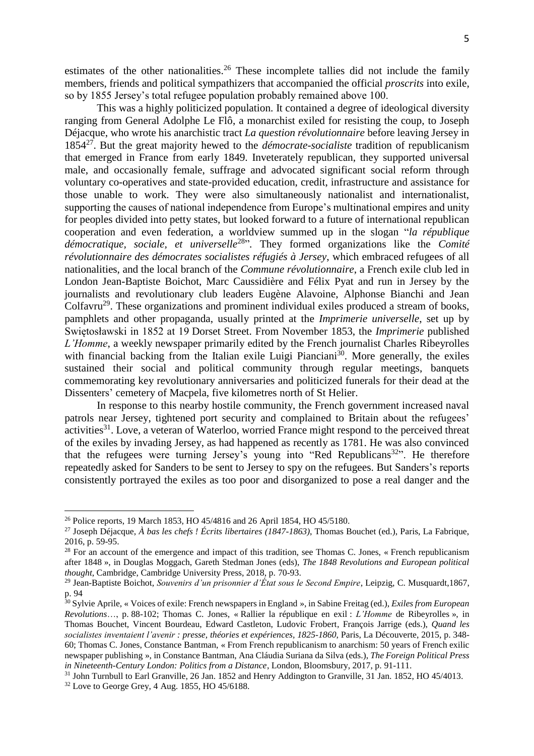estimates of the other nationalities.[26] These incomplete tallies did not include the family members, friends and political sympathizers that accompanied the official *proscrits* into exile, so by 1855 Jersey's total refugee population probably remained above 100.

This was a highly politicized population. It contained a degree of ideological diversity ranging from General Adolphe Le Flô, a monarchist exiled for resisting the coup, to Joseph Déjacque, who wrote his anarchistic tract *La question révolutionnaire* before leaving Jersey in 1854[27]. But the great majority hewed to the *démocrate-socialiste* tradition of republicanism that emerged in France from early 1849. Inveterately republican, they supported universal male, and occasionally female, suffrage and advocated significant social reform through voluntary co-operatives and state-provided education, credit, infrastructure and assistance for those unable to work. They were also simultaneously nationalist and internationalist, supporting the causes of national independence from Europe's multinational empires and unity for peoples divided into petty states, but looked forward to a future of international republican cooperation and even federation, a worldview summed up in the slogan "*la république démocratique, sociale, et universelle*[28]". They formed organizations like the *Comité révolutionnaire des démocrates socialistes réfugiés à Jersey*, which embraced refugees of all nationalities, and the local branch of the *Commune révolutionnaire*, a French exile club led in London Jean-Baptiste Boichot, Marc Caussidière and Félix Pyat and run in Jersey by the journalists and revolutionary club leaders Eugène Alavoine, Alphonse Bianchi and Jean Colfavru[29]. These organizations and prominent individual exiles produced a stream of books, pamphlets and other propaganda, usually printed at the *Imprimerie universelle*, set up by Swiętosławski in 1852 at 19 Dorset Street. From November 1853, the *Imprimerie* published *L'Homme*, a weekly newspaper primarily edited by the French journalist Charles Ribeyrolles with financial backing from the Italian exile Luigi Pianciani[30]. More generally, the exiles sustained their social and political community through regular meetings, banquets commemorating key revolutionary anniversaries and politicized funerals for their dead at the Dissenters' cemetery of Macpela, five kilometres north of St Helier.

In response to this nearby hostile community, the French government increased naval patrols near Jersey, tightened port security and complained to Britain about the refugees' activities[31]. Love, a veteran of Waterloo, worried France might respond to the perceived threat of the exiles by invading Jersey, as had happened as recently as 1781. He was also convinced that the refugees were turning Jersey's young into "Red Republicans[32]". He therefore repeatedly asked for Sanders to be sent to Jersey to spy on the refugees. But Sanders's reports consistently portrayed the exiles as too poor and disorganized to pose a real danger and the

---

[26] Police reports, 19 March 1853, HO 45/4816 and 26 April 1854, HO 45/5180.

[27] Joseph Déjacque, *À bas les chefs ! Écrits libertaires (1847-1863)*, Thomas Bouchet (ed.), Paris, La Fabrique, 2016, p. 59-95.

[28] For an account of the emergence and impact of this tradition, see Thomas C. Jones, « French republicanism after 1848 », in Douglas Moggach, Gareth Stedman Jones (eds), *The 1848 Revolutions and European political thought*, Cambridge, Cambridge University Press, 2018, p. 70-93.

[29] Jean-Baptiste Boichot, *Souvenirs d'un prisonnier d'État sous le Second Empire*, Leipzig, C. Musquardt,1867, p. 94

[30] Sylvie Aprile, « Voices of exile: French newspapers in England », in Sabine Freitag (ed.), *Exiles from European Revolutions*…, p. 88-102; Thomas C. Jones, « Rallier la république en exil : *L'Homme* de Ribeyrolles », in Thomas Bouchet, Vincent Bourdeau, Edward Castleton, Ludovic Frobert, François Jarrige (eds.), *Quand les socialistes inventaient l'avenir : presse, théories et expériences, 1825-1860*, Paris, La Découverte, 2015, p. 348-60; Thomas C. Jones, Constance Bantman, « From French republicanism to anarchism: 50 years of French exilic newspaper publishing », in Constance Bantman, Ana Cláudia Suriana da Silva (eds.), *The Foreign Political Press in Nineteenth-Century London: Politics from a Distance*, London, Bloomsbury, 2017, p. 91-111.

[31] John Turnbull to Earl Granville, 26 Jan. 1852 and Henry Addington to Granville, 31 Jan. 1852, HO 45/4013.

[32] Love to George Grey, 4 Aug. 1855, HO 45/6188.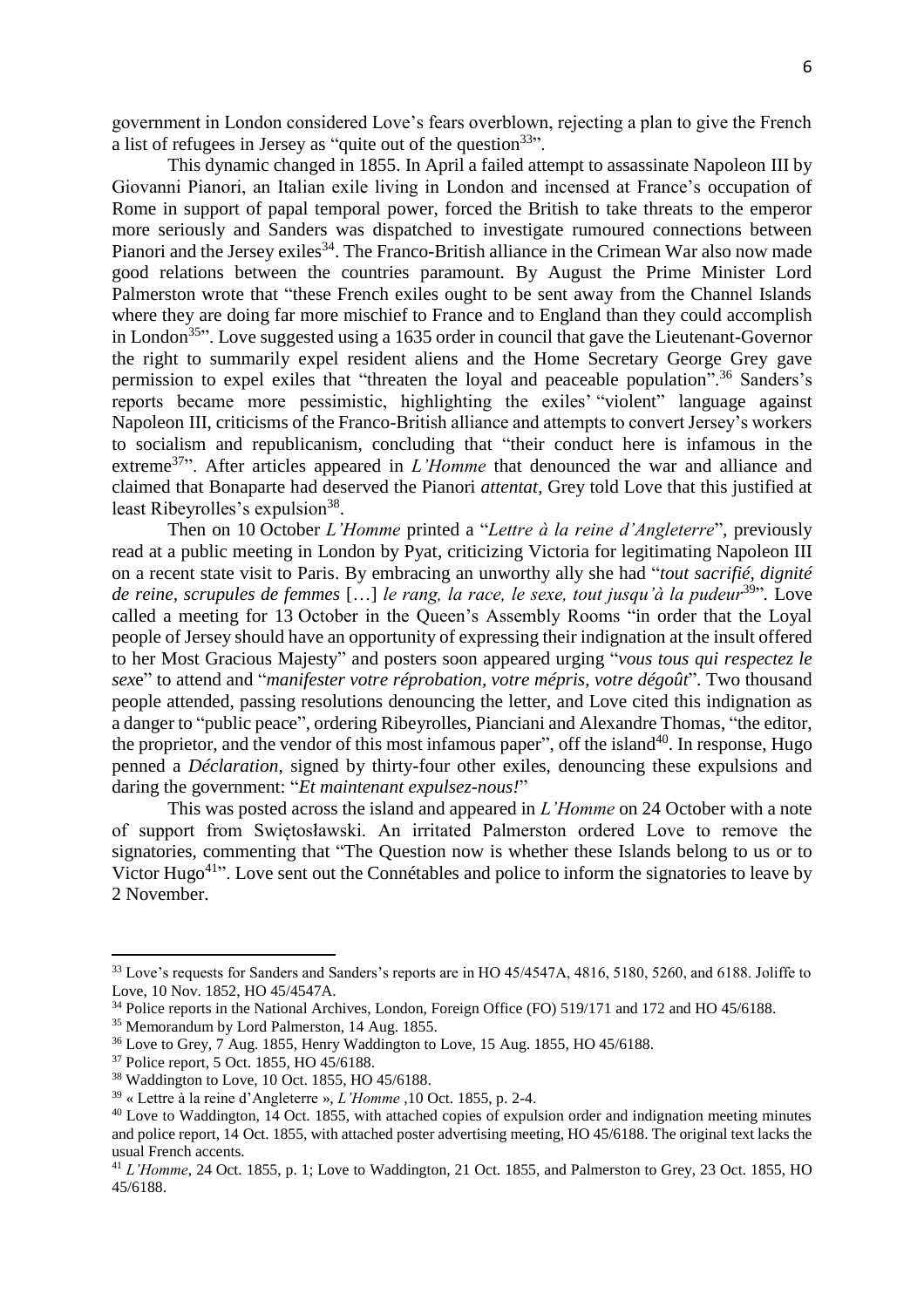government in London considered Love's fears overblown, rejecting a plan to give the French a list of refugees in Jersey as "quite out of the question[33]".

This dynamic changed in 1855. In April a failed attempt to assassinate Napoleon III by Giovanni Pianori, an Italian exile living in London and incensed at France's occupation of Rome in support of papal temporal power, forced the British to take threats to the emperor more seriously and Sanders was dispatched to investigate rumoured connections between Pianori and the Jersey exiles[34]. The Franco-British alliance in the Crimean War also now made good relations between the countries paramount. By August the Prime Minister Lord Palmerston wrote that "these French exiles ought to be sent away from the Channel Islands where they are doing far more mischief to France and to England than they could accomplish in London[35]". Love suggested using a 1635 order in council that gave the Lieutenant-Governor the right to summarily expel resident aliens and the Home Secretary George Grey gave permission to expel exiles that "threaten the loyal and peaceable population".[36] Sanders's reports became more pessimistic, highlighting the exiles' "violent" language against Napoleon III, criticisms of the Franco-British alliance and attempts to convert Jersey's workers to socialism and republicanism, concluding that "their conduct here is infamous in the extreme[37]". After articles appeared in *L'Homme* that denounced the war and alliance and claimed that Bonaparte had deserved the Pianori *attentat*, Grey told Love that this justified at least Ribeyrolles's expulsion[38].

Then on 10 October *L'Homme* printed a "*Lettre à la reine d'Angleterre*", previously read at a public meeting in London by Pyat, criticizing Victoria for legitimating Napoleon III on a recent state visit to Paris. By embracing an unworthy ally she had "*tout sacrifié, dignité de reine, scrupules de femmes* […] *le rang, la race, le sexe, tout jusqu'à la pudeur*[39]". Love called a meeting for 13 October in the Queen's Assembly Rooms "in order that the Loyal people of Jersey should have an opportunity of expressing their indignation at the insult offered to her Most Gracious Majesty" and posters soon appeared urging "*vous tous qui respectez le sexe*" to attend and "*manifester votre réprobation, votre mépris, votre dégoût*". Two thousand people attended, passing resolutions denouncing the letter, and Love cited this indignation as a danger to "public peace", ordering Ribeyrolles, Pianciani and Alexandre Thomas, "the editor, the proprietor, and the vendor of this most infamous paper", off the island[40]. In response, Hugo penned a *Déclaration*, signed by thirty-four other exiles, denouncing these expulsions and daring the government: "*Et maintenant expulsez-nous!*"

This was posted across the island and appeared in *L'Homme* on 24 October with a note of support from Swiętosławski. An irritated Palmerston ordered Love to remove the signatories, commenting that "The Question now is whether these Islands belong to us or to Victor Hugo[41]". Love sent out the Connétables and police to inform the signatories to leave by 2 November.

---

[33] Love's requests for Sanders and Sanders's reports are in HO 45/4547A, 4816, 5180, 5260, and 6188. Joliffe to Love, 10 Nov. 1852, HO 45/4547A.

[34] Police reports in the National Archives, London, Foreign Office (FO) 519/171 and 172 and HO 45/6188.

[35] Memorandum by Lord Palmerston, 14 Aug. 1855.

[36] Love to Grey, 7 Aug. 1855, Henry Waddington to Love, 15 Aug. 1855, HO 45/6188.

[37] Police report, 5 Oct. 1855, HO 45/6188.

[38] Waddington to Love, 10 Oct. 1855, HO 45/6188.

[39] « Lettre à la reine d'Angleterre », *L'Homme* ,10 Oct. 1855, p. 2-4.

[40] Love to Waddington, 14 Oct. 1855, with attached copies of expulsion order and indignation meeting minutes and police report, 14 Oct. 1855, with attached poster advertising meeting, HO 45/6188. The original text lacks the usual French accents.

[41] *L'Homme*, 24 Oct. 1855, p. 1; Love to Waddington, 21 Oct. 1855, and Palmerston to Grey, 23 Oct. 1855, HO 45/6188.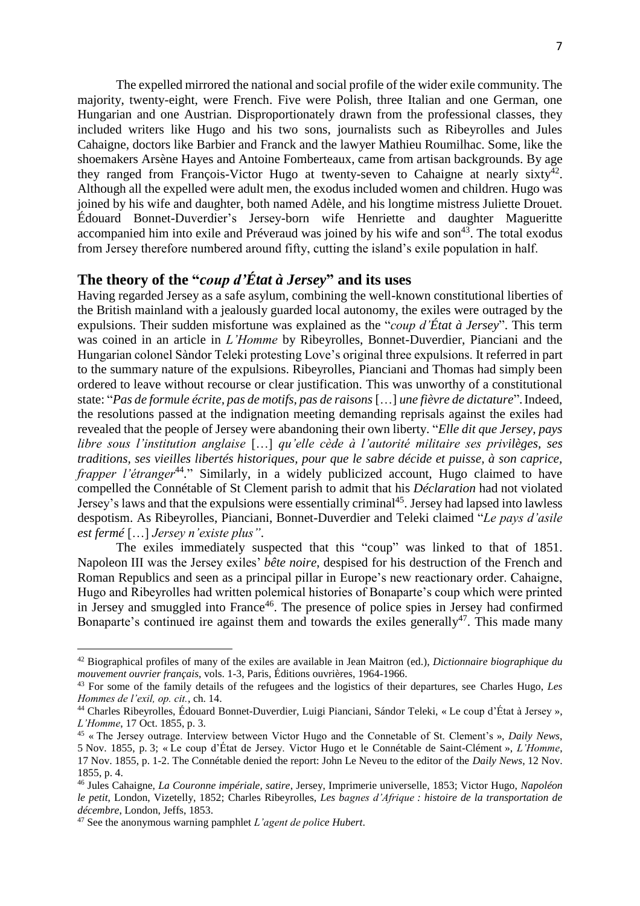The expelled mirrored the national and social profile of the wider exile community. The majority, twenty-eight, were French. Five were Polish, three Italian and one German, one Hungarian and one Austrian. Disproportionately drawn from the professional classes, they included writers like Hugo and his two sons, journalists such as Ribeyrolles and Jules Cahaigne, doctors like Barbier and Franck and the lawyer Mathieu Roumilhac. Some, like the shoemakers Arsène Hayes and Antoine Fomberteaux, came from artisan backgrounds. By age they ranged from François-Victor Hugo at twenty-seven to Cahaigne at nearly sixty[42]. Although all the expelled were adult men, the exodus included women and children. Hugo was joined by his wife and daughter, both named Adèle, and his longtime mistress Juliette Drouet. Édouard Bonnet-Duverdier's Jersey-born wife Henriette and daughter Magueritte accompanied him into exile and Préveraud was joined by his wife and son[43]. The total exodus from Jersey therefore numbered around fifty, cutting the island's exile population in half.

## The theory of the "*coup d'État à Jersey*" and its uses

Having regarded Jersey as a safe asylum, combining the well-known constitutional liberties of the British mainland with a jealously guarded local autonomy, the exiles were outraged by the expulsions. Their sudden misfortune was explained as the "*coup d'État à Jersey*". This term was coined in an article in *L'Homme* by Ribeyrolles, Bonnet-Duverdier, Pianciani and the Hungarian colonel Sàndor Teleki protesting Love's original three expulsions. It referred in part to the summary nature of the expulsions. Ribeyrolles, Pianciani and Thomas had simply been ordered to leave without recourse or clear justification. This was unworthy of a constitutional state: "*Pas de formule écrite, pas de motifs, pas de raisons* […] *une fièvre de dictature*". Indeed, the resolutions passed at the indignation meeting demanding reprisals against the exiles had revealed that the people of Jersey were abandoning their own liberty. "*Elle dit que Jersey, pays libre sous l'institution anglaise* […] *qu'elle cède à l'autorité militaire ses privilèges, ses traditions, ses vieilles libertés historiques, pour que le sabre décide et puisse, à son caprice, frapper l'étranger*[44]." Similarly, in a widely publicized account, Hugo claimed to have compelled the Connétable of St Clement parish to admit that his *Déclaration* had not violated Jersey's laws and that the expulsions were essentially criminal[45]. Jersey had lapsed into lawless despotism. As Ribeyrolles, Pianciani, Bonnet-Duverdier and Teleki claimed "*Le pays d'asile est fermé* […] *Jersey n'existe plus"*.

The exiles immediately suspected that this "coup" was linked to that of 1851. Napoleon III was the Jersey exiles' *bête noire*, despised for his destruction of the French and Roman Republics and seen as a principal pillar in Europe's new reactionary order. Cahaigne, Hugo and Ribeyrolles had written polemical histories of Bonaparte's coup which were printed in Jersey and smuggled into France[46]. The presence of police spies in Jersey had confirmed Bonaparte's continued ire against them and towards the exiles generally[47]. This made many

---

[42] Biographical profiles of many of the exiles are available in Jean Maitron (ed.), *Dictionnaire biographique du mouvement ouvrier français*, vols. 1-3, Paris, Éditions ouvrières, 1964-1966.

[43] For some of the family details of the refugees and the logistics of their departures, see Charles Hugo, *Les Hommes de l'exil, op. cit.*, ch. 14.

[44] Charles Ribeyrolles, Édouard Bonnet-Duverdier, Luigi Pianciani, Sándor Teleki, « Le coup d'État à Jersey », *L'Homme*, 17 Oct. 1855, p. 3.

[45] « The Jersey outrage. Interview between Victor Hugo and the Connetable of St. Clement's », *Daily News*, 5 Nov. 1855, p. 3; « Le coup d'État de Jersey. Victor Hugo et le Connétable de Saint-Clément », *L'Homme*, 17 Nov. 1855, p. 1-2. The Connétable denied the report: John Le Neveu to the editor of the *Daily News*, 12 Nov. 1855, p. 4.

[46] Jules Cahaigne, *La Couronne impériale, satire*, Jersey, Imprimerie universelle, 1853; Victor Hugo, *Napoléon le petit*, London, Vizetelly, 1852; Charles Ribeyrolles, *Les bagnes d'Afrique : histoire de la transportation de décembre*, London, Jeffs, 1853.

[47] See the anonymous warning pamphlet *L'agent de police Hubert*.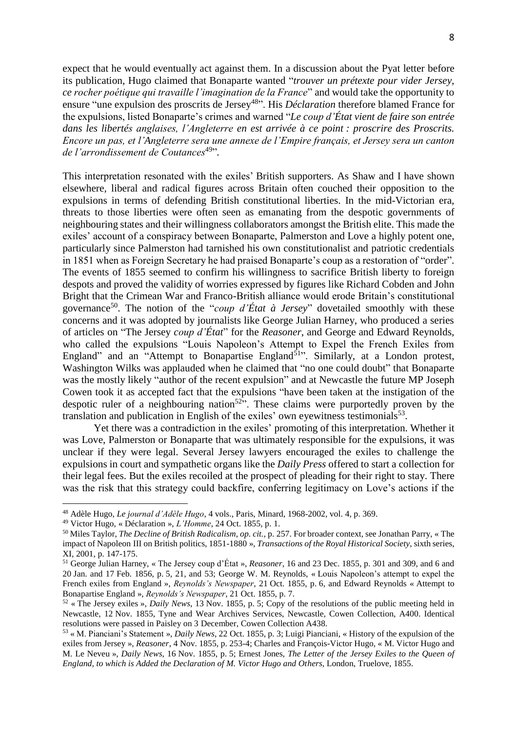expect that he would eventually act against them. In a discussion about the Pyat letter before its publication, Hugo claimed that Bonaparte wanted "*trouver un prétexte pour vider Jersey, ce rocher poétique qui travaille l'imagination de la France*" and would take the opportunity to ensure "une expulsion des proscrits de Jersey[48]". His *Déclaration* therefore blamed France for the expulsions, listed Bonaparte's crimes and warned "*Le coup d'État vient de faire son entrée dans les libertés anglaises, l'Angleterre en est arrivée à ce point : proscrire des Proscrits. Encore un pas, et l'Angleterre sera une annexe de l'Empire français, et Jersey sera un canton de l'arrondissement de Coutances*[49]".

This interpretation resonated with the exiles' British supporters. As Shaw and I have shown elsewhere, liberal and radical figures across Britain often couched their opposition to the expulsions in terms of defending British constitutional liberties. In the mid-Victorian era, threats to those liberties were often seen as emanating from the despotic governments of neighbouring states and their willingness collaborators amongst the British elite. This made the exiles' account of a conspiracy between Bonaparte, Palmerston and Love a highly potent one, particularly since Palmerston had tarnished his own constitutionalist and patriotic credentials in 1851 when as Foreign Secretary he had praised Bonaparte's coup as a restoration of "order". The events of 1855 seemed to confirm his willingness to sacrifice British liberty to foreign despots and proved the validity of worries expressed by figures like Richard Cobden and John Bright that the Crimean War and Franco-British alliance would erode Britain's constitutional governance[50]. The notion of the "*coup d'État à Jersey*" dovetailed smoothly with these concerns and it was adopted by journalists like George Julian Harney, who produced a series of articles on "The Jersey *coup d'État*" for the *Reasoner*, and George and Edward Reynolds, who called the expulsions "Louis Napoleon's Attempt to Expel the French Exiles from England" and an "Attempt to Bonapartise England[51]". Similarly, at a London protest, Washington Wilks was applauded when he claimed that "no one could doubt" that Bonaparte was the mostly likely "author of the recent expulsion" and at Newcastle the future MP Joseph Cowen took it as accepted fact that the expulsions "have been taken at the instigation of the despotic ruler of a neighbouring nation[52]". These claims were purportedly proven by the translation and publication in English of the exiles' own eyewitness testimonials[53].

Yet there was a contradiction in the exiles' promoting of this interpretation. Whether it was Love, Palmerston or Bonaparte that was ultimately responsible for the expulsions, it was unclear if they were legal. Several Jersey lawyers encouraged the exiles to challenge the expulsions in court and sympathetic organs like the *Daily Press* offered to start a collection for their legal fees. But the exiles recoiled at the prospect of pleading for their right to stay. There was the risk that this strategy could backfire, conferring legitimacy on Love's actions if the

---

[48] Adèle Hugo, *Le journal d'Adèle Hugo*, 4 vols., Paris, Minard, 1968-2002, vol. 4, p. 369.

[49] Victor Hugo, « Déclaration », *L'Homme*, 24 Oct. 1855, p. 1.

[50] Miles Taylor, *The Decline of British Radicalism*, *op. cit.*, p. 257. For broader context, see Jonathan Parry, « The impact of Napoleon III on British politics, 1851-1880 », *Transactions of the Royal Historical Society*, sixth series, XI, 2001, p. 147-175.

[51] George Julian Harney, « The Jersey coup d'État », *Reasoner*, 16 and 23 Dec. 1855, p. 301 and 309, and 6 and 20 Jan. and 17 Feb. 1856, p. 5, 21, and 53; George W. M. Reynolds, « Louis Napoleon's attempt to expel the French exiles from England », *Reynolds's Newspaper*, 21 Oct. 1855, p. 6, and Edward Reynolds « Attempt to Bonapartise England », *Reynolds's Newspaper*, 21 Oct. 1855, p. 7.

[52] « The Jersey exiles », *Daily News*, 13 Nov. 1855, p. 5; Copy of the resolutions of the public meeting held in Newcastle, 12 Nov. 1855, Tyne and Wear Archives Services, Newcastle, Cowen Collection, A400. Identical resolutions were passed in Paisley on 3 December, Cowen Collection A438.

[53] « M. Pianciani's Statement », *Daily News*, 22 Oct. 1855, p. 3; Luigi Pianciani, « History of the expulsion of the exiles from Jersey », *Reasoner*, 4 Nov. 1855, p. 253-4; Charles and François-Victor Hugo, « M. Victor Hugo and M. Le Neveu », *Daily News*, 16 Nov. 1855, p. 5; Ernest Jones, *The Letter of the Jersey Exiles to the Queen of England, to which is Added the Declaration of M. Victor Hugo and Others*, London, Truelove, 1855.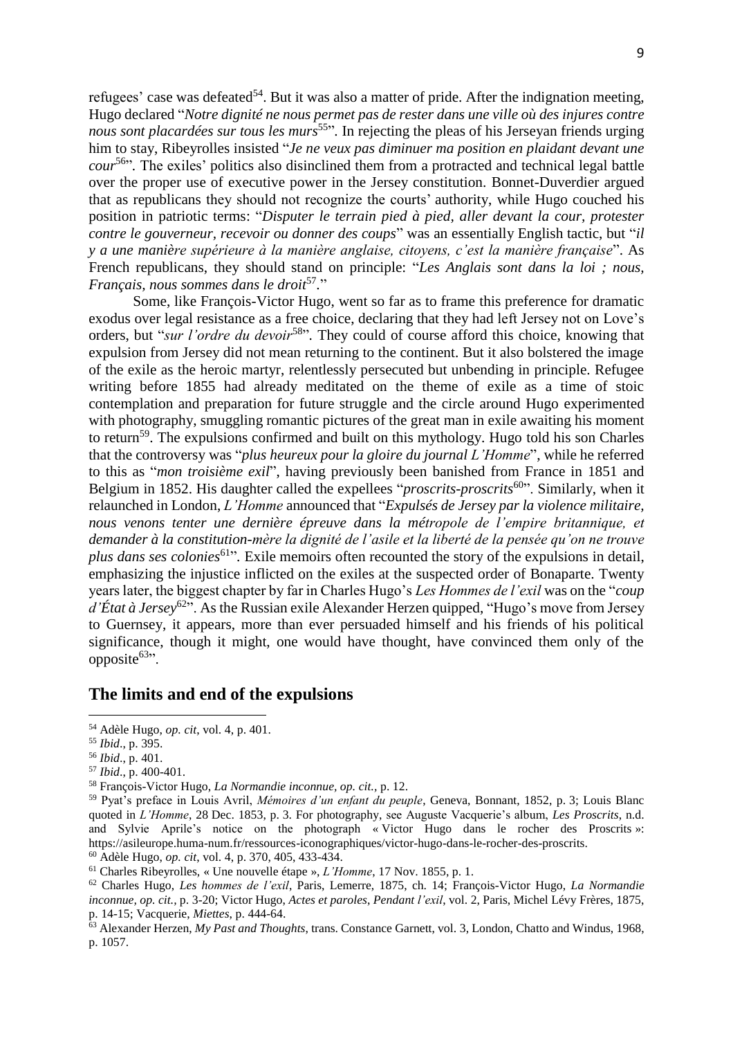refugees' case was defeated[54]. But it was also a matter of pride. After the indignation meeting, Hugo declared "*Notre dignité ne nous permet pas de rester dans une ville où des injures contre nous sont placardées sur tous les murs*[55]". In rejecting the pleas of his Jerseyan friends urging him to stay, Ribeyrolles insisted "*Je ne veux pas diminuer ma position en plaidant devant une cour*[56]". The exiles' politics also disinclined them from a protracted and technical legal battle over the proper use of executive power in the Jersey constitution. Bonnet-Duverdier argued that as republicans they should not recognize the courts' authority, while Hugo couched his position in patriotic terms: "*Disputer le terrain pied à pied, aller devant la cour, protester contre le gouverneur, recevoir ou donner des coups*" was an essentially English tactic, but "*il y a une manière supérieure à la manière anglaise, citoyens, c'est la manière française*". As French republicans, they should stand on principle: "*Les Anglais sont dans la loi ; nous, Français, nous sommes dans le droit*[57]."

Some, like François-Victor Hugo, went so far as to frame this preference for dramatic exodus over legal resistance as a free choice, declaring that they had left Jersey not on Love's orders, but "*sur l'ordre du devoir*[58]". They could of course afford this choice, knowing that expulsion from Jersey did not mean returning to the continent. But it also bolstered the image of the exile as the heroic martyr, relentlessly persecuted but unbending in principle. Refugee writing before 1855 had already meditated on the theme of exile as a time of stoic contemplation and preparation for future struggle and the circle around Hugo experimented with photography, smuggling romantic pictures of the great man in exile awaiting his moment to return[59]. The expulsions confirmed and built on this mythology. Hugo told his son Charles that the controversy was "*plus heureux pour la gloire du journal L'Homme*", while he referred to this as "*mon troisième exil*", having previously been banished from France in 1851 and Belgium in 1852. His daughter called the expellees "*proscrits-proscrits*[60]". Similarly, when it relaunched in London, *L'Homme* announced that "*Expulsés de Jersey par la violence militaire, nous venons tenter une dernière épreuve dans la métropole de l'empire britannique, et demander à la constitution-mère la dignité de l'asile et la liberté de la pensée qu'on ne trouve plus dans ses colonies*[61]". Exile memoirs often recounted the story of the expulsions in detail, emphasizing the injustice inflicted on the exiles at the suspected order of Bonaparte. Twenty years later, the biggest chapter by far in Charles Hugo's *Les Hommes de l'exil* was on the "*coup d'État à Jersey*[62]". As the Russian exile Alexander Herzen quipped, "Hugo's move from Jersey to Guernsey, it appears, more than ever persuaded himself and his friends of his political significance, though it might, one would have thought, have convinced them only of the opposite[63]".

## The limits and end of the expulsions

---

[54] Adèle Hugo, *op. cit*, vol. 4, p. 401.

[55] *Ibid*., p. 395.

[56] *Ibid*., p. 401.

[57] *Ibid*., p. 400-401.

[58] François-Victor Hugo, *La Normandie inconnue, op. cit.*, p. 12.

[59] Pyat's preface in Louis Avril, *Mémoires d'un enfant du peuple*, Geneva, Bonnant, 1852, p. 3; Louis Blanc quoted in *L'Homme*, 28 Dec. 1853, p. 3. For photography, see Auguste Vacquerie's album, *Les Proscrits*, n.d. and Sylvie Aprile's notice on the photograph « Victor Hugo dans le rocher des Proscrits »: https://asileurope.huma-num.fr/ressources-iconographiques/victor-hugo-dans-le-rocher-des-proscrits.

[60] Adèle Hugo, *op. cit*, vol. 4, p. 370, 405, 433-434.

[61] Charles Ribeyrolles, « Une nouvelle étape », *L'Homme*, 17 Nov. 1855, p. 1.

[62] Charles Hugo, *Les hommes de l'exil*, Paris, Lemerre, 1875, ch. 14; François-Victor Hugo, *La Normandie inconnue, op. cit.*, p. 3-20; Victor Hugo, *Actes et paroles*, *Pendant l'exil*, vol. 2, Paris, Michel Lévy Frères, 1875, p. 14-15; Vacquerie, *Miettes*, p. 444-64.

[63] Alexander Herzen, *My Past and Thoughts*, trans. Constance Garnett, vol. 3, London, Chatto and Windus, 1968, p. 1057.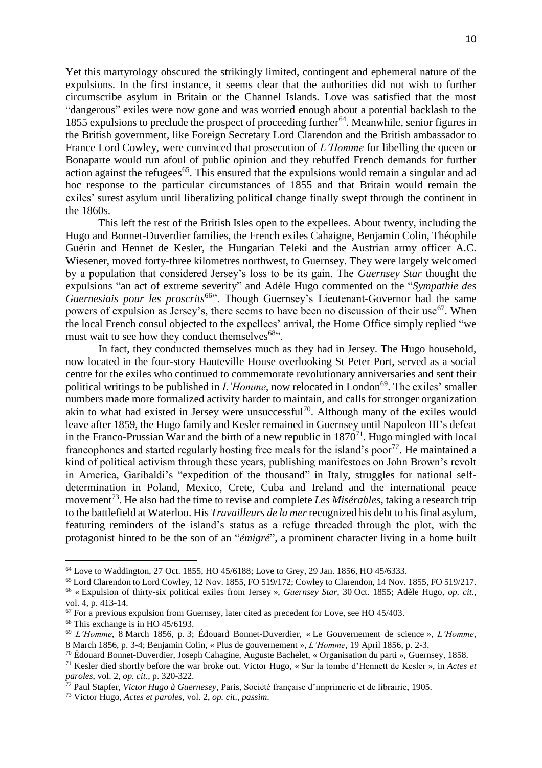Yet this martyrology obscured the strikingly limited, contingent and ephemeral nature of the expulsions. In the first instance, it seems clear that the authorities did not wish to further circumscribe asylum in Britain or the Channel Islands. Love was satisfied that the most "dangerous" exiles were now gone and was worried enough about a potential backlash to the 1855 expulsions to preclude the prospect of proceeding further[64]. Meanwhile, senior figures in the British government, like Foreign Secretary Lord Clarendon and the British ambassador to France Lord Cowley, were convinced that prosecution of *L'Homme* for libelling the queen or Bonaparte would run afoul of public opinion and they rebuffed French demands for further action against the refugees[65]. This ensured that the expulsions would remain a singular and ad hoc response to the particular circumstances of 1855 and that Britain would remain the exiles' surest asylum until liberalizing political change finally swept through the continent in the 1860s.

This left the rest of the British Isles open to the expellees. About twenty, including the Hugo and Bonnet-Duverdier families, the French exiles Cahaigne, Benjamin Colin, Théophile Guérin and Hennet de Kesler, the Hungarian Teleki and the Austrian army officer A.C. Wiesener, moved forty-three kilometres northwest, to Guernsey. They were largely welcomed by a population that considered Jersey's loss to be its gain. The *Guernsey Star* thought the expulsions "an act of extreme severity" and Adèle Hugo commented on the "*Sympathie des Guernesiais pour les proscrits*[66]". Though Guernsey's Lieutenant-Governor had the same powers of expulsion as Jersey's, there seems to have been no discussion of their use[67]. When the local French consul objected to the expellees' arrival, the Home Office simply replied "we must wait to see how they conduct themselves[68]".

In fact, they conducted themselves much as they had in Jersey. The Hugo household, now located in the four-story Hauteville House overlooking St Peter Port, served as a social centre for the exiles who continued to commemorate revolutionary anniversaries and sent their political writings to be published in *L'Homme*, now relocated in London[69]. The exiles' smaller numbers made more formalized activity harder to maintain, and calls for stronger organization akin to what had existed in Jersey were unsuccessful[70]. Although many of the exiles would leave after 1859, the Hugo family and Kesler remained in Guernsey until Napoleon III's defeat in the Franco-Prussian War and the birth of a new republic in 1870[71]. Hugo mingled with local francophones and started regularly hosting free meals for the island's poor[72]. He maintained a kind of political activism through these years, publishing manifestoes on John Brown's revolt in America, Garibaldi's "expedition of the thousand" in Italy, struggles for national self-determination in Poland, Mexico, Crete, Cuba and Ireland and the international peace movement[73]. He also had the time to revise and complete *Les Misérables*, taking a research trip to the battlefield at Waterloo. His *Travailleurs de la mer* recognized his debt to his final asylum, featuring reminders of the island's status as a refuge threaded through the plot, with the protagonist hinted to be the son of an "*émigré*", a prominent character living in a home built

---

[64] Love to Waddington, 27 Oct. 1855, HO 45/6188; Love to Grey, 29 Jan. 1856, HO 45/6333.

[65] Lord Clarendon to Lord Cowley, 12 Nov. 1855, FO 519/172; Cowley to Clarendon, 14 Nov. 1855, FO 519/217.

[66] « Expulsion of thirty-six political exiles from Jersey », *Guernsey Star*, 30 Oct. 1855; Adèle Hugo, *op. cit.*, vol. 4, p. 413-14.

[67] For a previous expulsion from Guernsey, later cited as precedent for Love, see HO 45/403.

[68] This exchange is in HO 45/6193.

[69] *L'Homme*, 8 March 1856, p. 3; Édouard Bonnet-Duverdier, « Le Gouvernement de science », *L'Homme*, 8 March 1856, p. 3-4; Benjamin Colin, « Plus de gouvernement », *L'Homme*, 19 April 1856, p. 2-3.

[70] Édouard Bonnet-Duverdier, Joseph Cahagine, Auguste Bachelet, « Organisation du parti », Guernsey, 1858.

[71] Kesler died shortly before the war broke out. Victor Hugo, « Sur la tombe d'Hennett de Kesler », in *Actes et paroles*, vol. 2, *op. cit*., p. 320-322.

[72] Paul Stapfer, *Victor Hugo à Guernesey*, Paris, Société française d'imprimerie et de librairie, 1905.

[73] Victor Hugo, *Actes et paroles*, vol. 2, *op. cit*., *passim*.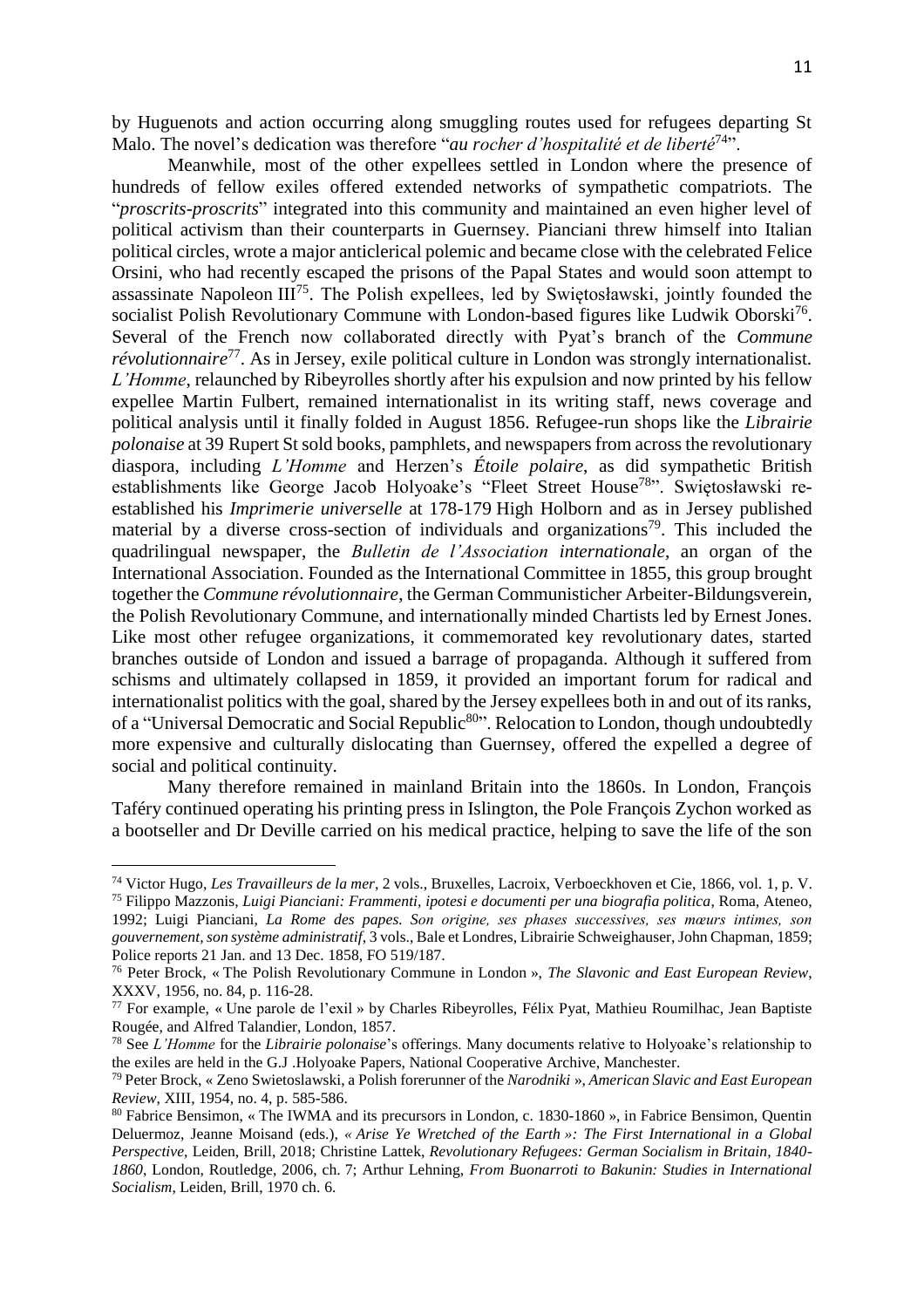by Huguenots and action occurring along smuggling routes used for refugees departing St Malo. The novel's dedication was therefore "*au rocher d'hospitalité et de liberté*[74]".

Meanwhile, most of the other expellees settled in London where the presence of hundreds of fellow exiles offered extended networks of sympathetic compatriots. The "*proscrits-proscrits*" integrated into this community and maintained an even higher level of political activism than their counterparts in Guernsey. Pianciani threw himself into Italian political circles, wrote a major anticlerical polemic and became close with the celebrated Felice Orsini, who had recently escaped the prisons of the Papal States and would soon attempt to assassinate Napoleon III[75]. The Polish expellees, led by Swiętosławski, jointly founded the socialist Polish Revolutionary Commune with London-based figures like Ludwik Oborski[76]. Several of the French now collaborated directly with Pyat's branch of the *Commune révolutionnaire*[77]. As in Jersey, exile political culture in London was strongly internationalist. *L'Homme*, relaunched by Ribeyrolles shortly after his expulsion and now printed by his fellow expellee Martin Fulbert, remained internationalist in its writing staff, news coverage and political analysis until it finally folded in August 1856. Refugee-run shops like the *Librairie polonaise* at 39 Rupert St sold books, pamphlets, and newspapers from across the revolutionary diaspora, including *L'Homme* and Herzen's *Étoile polaire*, as did sympathetic British establishments like George Jacob Holyoake's "Fleet Street House[78]". Swiętosławski re-established his *Imprimerie universelle* at 178-179 High Holborn and as in Jersey published material by a diverse cross-section of individuals and organizations[79]. This included the quadrilingual newspaper, the *Bulletin de l'Association internationale*, an organ of the International Association. Founded as the International Committee in 1855, this group brought together the *Commune révolutionnaire*, the German Communisticher Arbeiter-Bildungsverein, the Polish Revolutionary Commune, and internationally minded Chartists led by Ernest Jones. Like most other refugee organizations, it commemorated key revolutionary dates, started branches outside of London and issued a barrage of propaganda. Although it suffered from schisms and ultimately collapsed in 1859, it provided an important forum for radical and internationalist politics with the goal, shared by the Jersey expellees both in and out of its ranks, of a "Universal Democratic and Social Republic[80]". Relocation to London, though undoubtedly more expensive and culturally dislocating than Guernsey, offered the expelled a degree of social and political continuity.

Many therefore remained in mainland Britain into the 1860s. In London, François Taféry continued operating his printing press in Islington, the Pole François Zychon worked as a bootseller and Dr Deville carried on his medical practice, helping to save the life of the son

---

[74] Victor Hugo, *Les Travailleurs de la mer*, 2 vols., Bruxelles, Lacroix, Verboeckhoven et Cie, 1866, vol. 1, p. V.

[75] Filippo Mazzonis, *Luigi Pianciani: Frammenti, ipotesi e documenti per una biografia politica*, Roma, Ateneo, 1992; Luigi Pianciani, *La Rome des papes. Son origine, ses phases successives, ses mœurs intimes, son gouvernement, son système administratif*, 3 vols., Bale et Londres, Librairie Schweighauser, John Chapman, 1859; Police reports 21 Jan. and 13 Dec. 1858, FO 519/187.

[76] Peter Brock, « The Polish Revolutionary Commune in London », *The Slavonic and East European Review*, XXXV, 1956, no. 84, p. 116-28.

[77] For example, « Une parole de l'exil » by Charles Ribeyrolles, Félix Pyat, Mathieu Roumilhac, Jean Baptiste Rougée, and Alfred Talandier, London, 1857.

[78] See *L'Homme* for the *Librairie polonaise*'s offerings. Many documents relative to Holyoake's relationship to the exiles are held in the G.J .Holyoake Papers, National Cooperative Archive, Manchester.

[79] Peter Brock, « Zeno Swietoslawski, a Polish forerunner of the *Narodniki* », *American Slavic and East European Review*, XIII, 1954, no. 4, p. 585-586.

[80] Fabrice Bensimon, « The IWMA and its precursors in London, c. 1830-1860 », in Fabrice Bensimon, Quentin Deluermoz, Jeanne Moisand (eds.), *« Arise Ye Wretched of the Earth »: The First International in a Global Perspective*, Leiden, Brill, 2018; Christine Lattek, *Revolutionary Refugees: German Socialism in Britain, 1840-1860*, London, Routledge, 2006, ch. 7; Arthur Lehning, *From Buonarroti to Bakunin: Studies in International Socialism*, Leiden, Brill, 1970 ch. 6.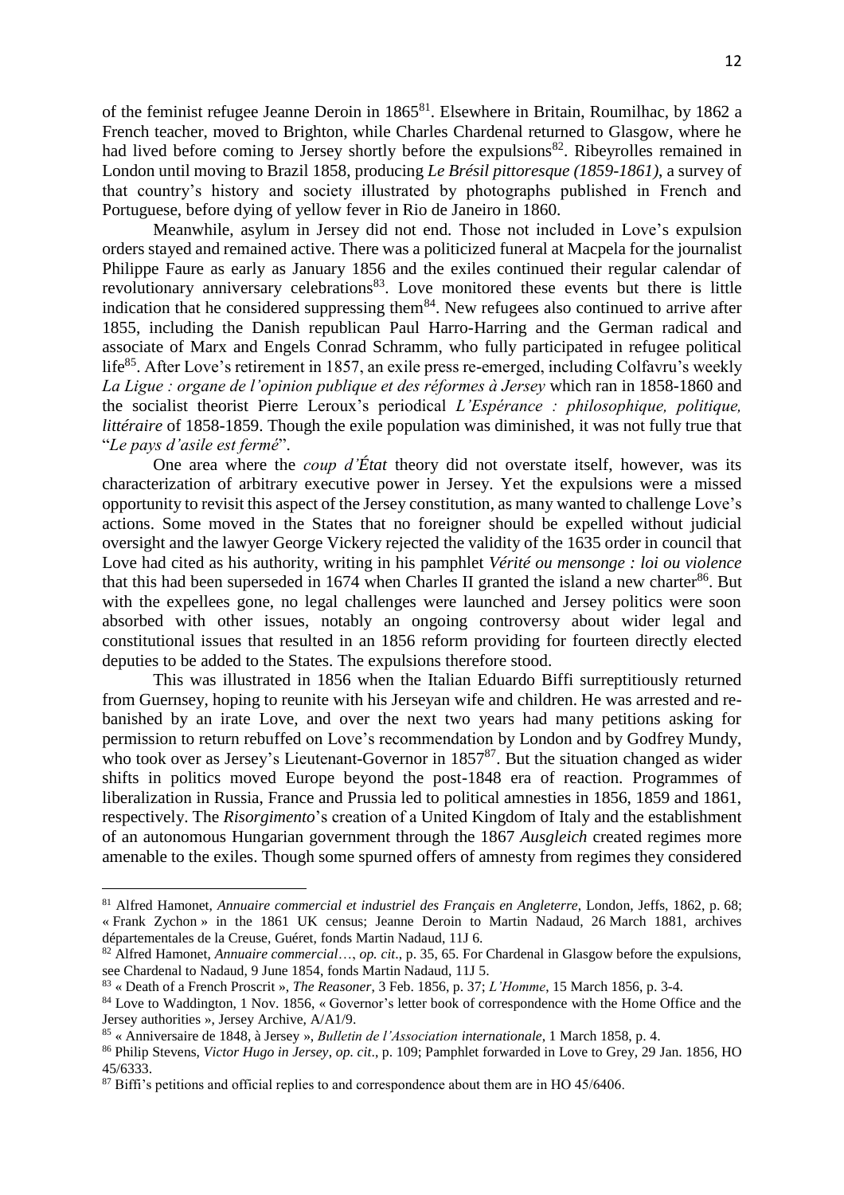of the feminist refugee Jeanne Deroin in 1865[81]. Elsewhere in Britain, Roumilhac, by 1862 a French teacher, moved to Brighton, while Charles Chardenal returned to Glasgow, where he had lived before coming to Jersey shortly before the expulsions[82]. Ribeyrolles remained in London until moving to Brazil 1858, producing *Le Brésil pittoresque (1859-1861)*, a survey of that country's history and society illustrated by photographs published in French and Portuguese, before dying of yellow fever in Rio de Janeiro in 1860.

Meanwhile, asylum in Jersey did not end. Those not included in Love's expulsion orders stayed and remained active. There was a politicized funeral at Macpela for the journalist Philippe Faure as early as January 1856 and the exiles continued their regular calendar of revolutionary anniversary celebrations[83]. Love monitored these events but there is little indication that he considered suppressing them[84]. New refugees also continued to arrive after 1855, including the Danish republican Paul Harro-Harring and the German radical and associate of Marx and Engels Conrad Schramm, who fully participated in refugee political life[85]. After Love's retirement in 1857, an exile press re-emerged, including Colfavru's weekly *La Ligue : organe de l'opinion publique et des réformes à Jersey* which ran in 1858-1860 and the socialist theorist Pierre Leroux's periodical *L'Espérance : philosophique, politique, littéraire* of 1858-1859. Though the exile population was diminished, it was not fully true that "*Le pays d'asile est fermé*".

One area where the *coup d'État* theory did not overstate itself, however, was its characterization of arbitrary executive power in Jersey. Yet the expulsions were a missed opportunity to revisit this aspect of the Jersey constitution, as many wanted to challenge Love's actions. Some moved in the States that no foreigner should be expelled without judicial oversight and the lawyer George Vickery rejected the validity of the 1635 order in council that Love had cited as his authority, writing in his pamphlet *Vérité ou mensonge : loi ou violence* that this had been superseded in 1674 when Charles II granted the island a new charter[86]. But with the expellees gone, no legal challenges were launched and Jersey politics were soon absorbed with other issues, notably an ongoing controversy about wider legal and constitutional issues that resulted in an 1856 reform providing for fourteen directly elected deputies to be added to the States. The expulsions therefore stood.

This was illustrated in 1856 when the Italian Eduardo Biffi surreptitiously returned from Guernsey, hoping to reunite with his Jerseyan wife and children. He was arrested and re-banished by an irate Love, and over the next two years had many petitions asking for permission to return rebuffed on Love's recommendation by London and by Godfrey Mundy, who took over as Jersey's Lieutenant-Governor in 1857[87]. But the situation changed as wider shifts in politics moved Europe beyond the post-1848 era of reaction. Programmes of liberalization in Russia, France and Prussia led to political amnesties in 1856, 1859 and 1861, respectively. The *Risorgimento*'s creation of a United Kingdom of Italy and the establishment of an autonomous Hungarian government through the 1867 *Ausgleich* created regimes more amenable to the exiles. Though some spurned offers of amnesty from regimes they considered

---

[81] Alfred Hamonet, *Annuaire commercial et industriel des Français en Angleterre*, London, Jeffs, 1862, p. 68; « Frank Zychon » in the 1861 UK census; Jeanne Deroin to Martin Nadaud, 26 March 1881, archives départementales de la Creuse, Guéret, fonds Martin Nadaud, 11J 6.

[82] Alfred Hamonet, *Annuaire commercial*…, *op. cit*., p. 35, 65. For Chardenal in Glasgow before the expulsions, see Chardenal to Nadaud, 9 June 1854, fonds Martin Nadaud, 11J 5.

[83] « Death of a French Proscrit », *The Reasoner*, 3 Feb. 1856, p. 37; *L'Homme*, 15 March 1856, p. 3-4.

[84] Love to Waddington, 1 Nov. 1856, « Governor's letter book of correspondence with the Home Office and the Jersey authorities », Jersey Archive, A/A1/9.

[85] « Anniversaire de 1848, à Jersey », *Bulletin de l'Association internationale*, 1 March 1858, p. 4.

[86] Philip Stevens, *Victor Hugo in Jersey*, *op. cit*., p. 109; Pamphlet forwarded in Love to Grey, 29 Jan. 1856, HO 45/6333.

[87] Biffi's petitions and official replies to and correspondence about them are in HO 45/6406.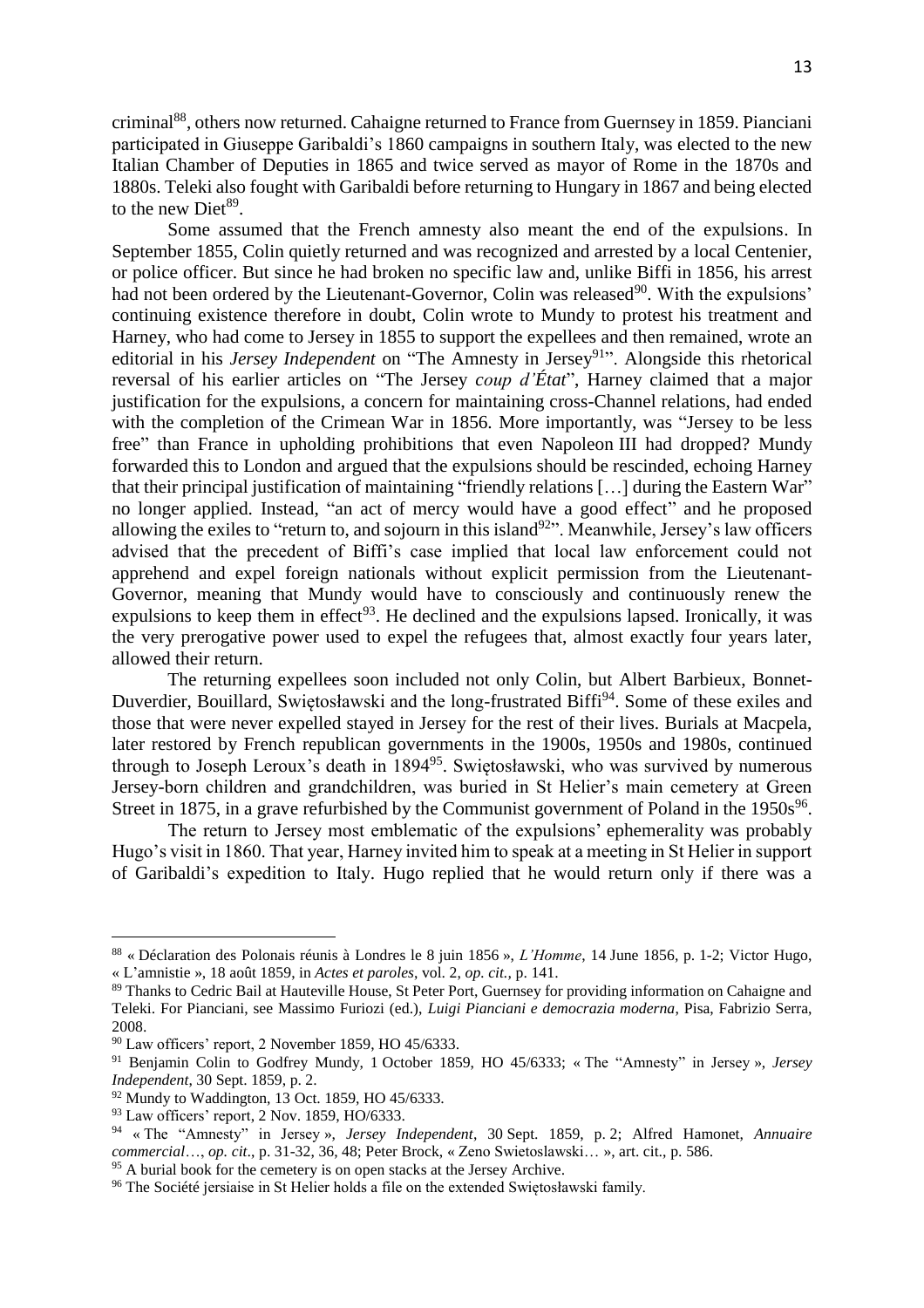criminal[88], others now returned. Cahaigne returned to France from Guernsey in 1859. Pianciani participated in Giuseppe Garibaldi's 1860 campaigns in southern Italy, was elected to the new Italian Chamber of Deputies in 1865 and twice served as mayor of Rome in the 1870s and 1880s. Teleki also fought with Garibaldi before returning to Hungary in 1867 and being elected to the new Diet[89].

Some assumed that the French amnesty also meant the end of the expulsions. In September 1855, Colin quietly returned and was recognized and arrested by a local Centenier, or police officer. But since he had broken no specific law and, unlike Biffi in 1856, his arrest had not been ordered by the Lieutenant-Governor, Colin was released[90]. With the expulsions' continuing existence therefore in doubt, Colin wrote to Mundy to protest his treatment and Harney, who had come to Jersey in 1855 to support the expellees and then remained, wrote an editorial in his *Jersey Independent* on "The Amnesty in Jersey[91]". Alongside this rhetorical reversal of his earlier articles on "The Jersey *coup d'État*", Harney claimed that a major justification for the expulsions, a concern for maintaining cross-Channel relations, had ended with the completion of the Crimean War in 1856. More importantly, was "Jersey to be less free" than France in upholding prohibitions that even Napoleon III had dropped? Mundy forwarded this to London and argued that the expulsions should be rescinded, echoing Harney that their principal justification of maintaining "friendly relations […] during the Eastern War" no longer applied. Instead, "an act of mercy would have a good effect" and he proposed allowing the exiles to "return to, and sojourn in this island[92]". Meanwhile, Jersey's law officers advised that the precedent of Biffi's case implied that local law enforcement could not apprehend and expel foreign nationals without explicit permission from the Lieutenant-Governor, meaning that Mundy would have to consciously and continuously renew the expulsions to keep them in effect[93]. He declined and the expulsions lapsed. Ironically, it was the very prerogative power used to expel the refugees that, almost exactly four years later, allowed their return.

The returning expellees soon included not only Colin, but Albert Barbieux, Bonnet-Duverdier, Bouillard, Swiętosławski and the long-frustrated Biffi[94]. Some of these exiles and those that were never expelled stayed in Jersey for the rest of their lives. Burials at Macpela, later restored by French republican governments in the 1900s, 1950s and 1980s, continued through to Joseph Leroux's death in 1894[95]. Swiętosławski, who was survived by numerous Jersey-born children and grandchildren, was buried in St Helier's main cemetery at Green Street in 1875, in a grave refurbished by the Communist government of Poland in the 1950s[96].

The return to Jersey most emblematic of the expulsions' ephemerality was probably Hugo's visit in 1860. That year, Harney invited him to speak at a meeting in St Helier in support of Garibaldi's expedition to Italy. Hugo replied that he would return only if there was a

---

[88] « Déclaration des Polonais réunis à Londres le 8 juin 1856 », *L'Homme*, 14 June 1856, p. 1-2; Victor Hugo, « L'amnistie », 18 août 1859, in *Actes et paroles*, vol. 2, *op. cit.*, p. 141.

[89] Thanks to Cedric Bail at Hauteville House, St Peter Port, Guernsey for providing information on Cahaigne and Teleki. For Pianciani, see Massimo Furiozi (ed.), *Luigi Pianciani e democrazia moderna*, Pisa, Fabrizio Serra, 2008.

[90] Law officers' report, 2 November 1859, HO 45/6333.

[91] Benjamin Colin to Godfrey Mundy, 1 October 1859, HO 45/6333; « The "Amnesty" in Jersey », *Jersey Independent*, 30 Sept. 1859, p. 2.

[92] Mundy to Waddington, 13 Oct. 1859, HO 45/6333.

[93] Law officers' report, 2 Nov. 1859, HO/6333.

[94] « The "Amnesty" in Jersey », *Jersey Independent*, 30 Sept. 1859, p. 2; Alfred Hamonet, *Annuaire commercial*…, *op. cit*., p. 31-32, 36, 48; Peter Brock, « Zeno Swietoslawski… », art. cit., p. 586.

[95] A burial book for the cemetery is on open stacks at the Jersey Archive.

[96] The Société jersiaise in St Helier holds a file on the extended Swiętosławski family.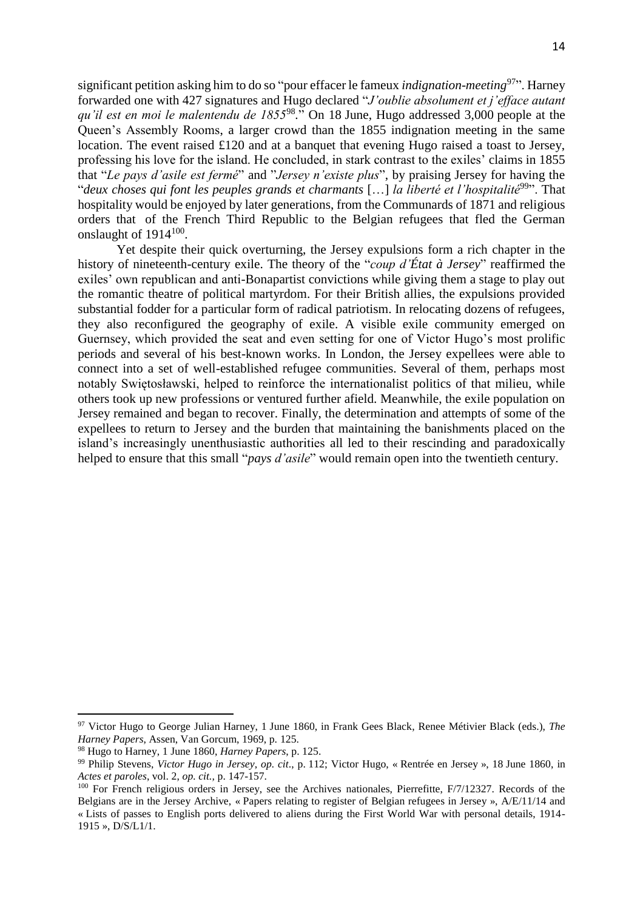significant petition asking him to do so "pour effacer le fameux *indignation-meeting*[97]". Harney forwarded one with 427 signatures and Hugo declared "*J'oublie absolument et j'efface autant qu'il est en moi le malentendu de 1855*[98]." On 18 June, Hugo addressed 3,000 people at the Queen's Assembly Rooms, a larger crowd than the 1855 indignation meeting in the same location. The event raised £120 and at a banquet that evening Hugo raised a toast to Jersey, professing his love for the island. He concluded, in stark contrast to the exiles' claims in 1855 that "*Le pays d'asile est fermé*" and "*Jersey n'existe plus*", by praising Jersey for having the "*deux choses qui font les peuples grands et charmants* […] *la liberté et l'hospitalité*[99]". That hospitality would be enjoyed by later generations, from the Communards of 1871 and religious orders that of the French Third Republic to the Belgian refugees that fled the German onslaught of 1914[100].

Yet despite their quick overturning, the Jersey expulsions form a rich chapter in the history of nineteenth-century exile. The theory of the "*coup d'État à Jersey*" reaffirmed the exiles' own republican and anti-Bonapartist convictions while giving them a stage to play out the romantic theatre of political martyrdom. For their British allies, the expulsions provided substantial fodder for a particular form of radical patriotism. In relocating dozens of refugees, they also reconfigured the geography of exile. A visible exile community emerged on Guernsey, which provided the seat and even setting for one of Victor Hugo's most prolific periods and several of his best-known works. In London, the Jersey expellees were able to connect into a set of well-established refugee communities. Several of them, perhaps most notably Swiętosławski, helped to reinforce the internationalist politics of that milieu, while others took up new professions or ventured further afield. Meanwhile, the exile population on Jersey remained and began to recover. Finally, the determination and attempts of some of the expellees to return to Jersey and the burden that maintaining the banishments placed on the island's increasingly unenthusiastic authorities all led to their rescinding and paradoxically helped to ensure that this small "*pays d'asile*" would remain open into the twentieth century.

---

[97] Victor Hugo to George Julian Harney, 1 June 1860, in Frank Gees Black, Renee Métivier Black (eds.), *The Harney Papers*, Assen, Van Gorcum, 1969, p. 125.

[98] Hugo to Harney, 1 June 1860, *Harney Papers*, p. 125.

[99] Philip Stevens, *Victor Hugo in Jersey*, *op. cit*., p. 112; Victor Hugo, « Rentrée en Jersey », 18 June 1860, in *Actes et paroles*, vol. 2, *op. cit.*, p. 147-157.

[100] For French religious orders in Jersey, see the Archives nationales, Pierrefitte, F/7/12327. Records of the Belgians are in the Jersey Archive, « Papers relating to register of Belgian refugees in Jersey », A/E/11/14 and « Lists of passes to English ports delivered to aliens during the First World War with personal details, 1914-1915 », D/S/L1/1.